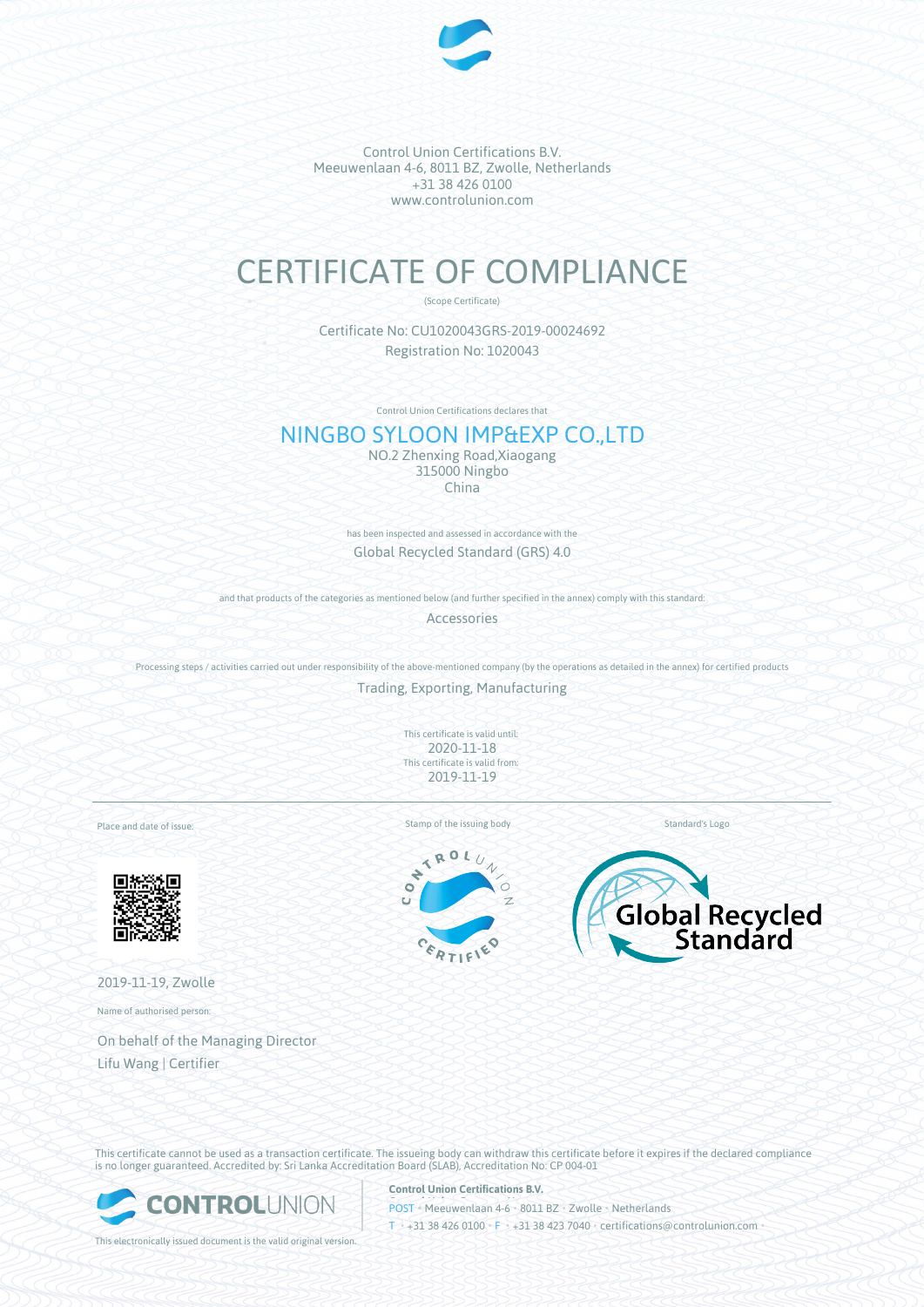Control Union Certifications B.V.
Meeuwenlaan 4-6, 8011 BZ, Zwolle, Netherlands
+31 38 426 0100
www.controlunion.com

# CERTIFICATE OF COMPLIANCE

(Scope Certificate)

Certificate No: CU1020043GRS-2019-00024692
Registration No: 1020043

Control Union Certifications declares that

## NINGBO SYLOON IMP&EXP CO.,LTD

NO.2 Zhenxing Road,Xiaogang
315000 Ningbo
China

has been inspected and assessed in accordance with the

Global Recycled Standard (GRS) 4.0

and that products of the categories as mentioned below (and further specified in the annex) comply with this standard:

Accessories

Processing steps / activities carried out under responsibility of the above-mentioned company (by the operations as detailed in the annex) for certified products

Trading, Exporting, Manufacturing

This certificate is valid until:
2020-11-18
This certificate is valid from:
2019-11-19

Place and date of issue:

Stamp of the issuing body

Standard's Logo

2019-11-19, Zwolle

Name of authorised person:

On behalf of the Managing Director
Lifu Wang | Certifier

This certificate cannot be used as a transaction certificate. The issueing body can withdraw this certificate before it expires if the declared compliance is no longer guaranteed. Accredited by: Sri Lanka Accreditation Board (SLAB), Accreditation No: CP 004-01

This electronically issued document is the valid original version.

**Control Union Certifications B.V.**
POST • Meeuwenlaan 4-6 • 8011 BZ • Zwolle • Netherlands
T • +31 38 426 0100 • F • +31 38 423 7040 • certifications@controlunion.com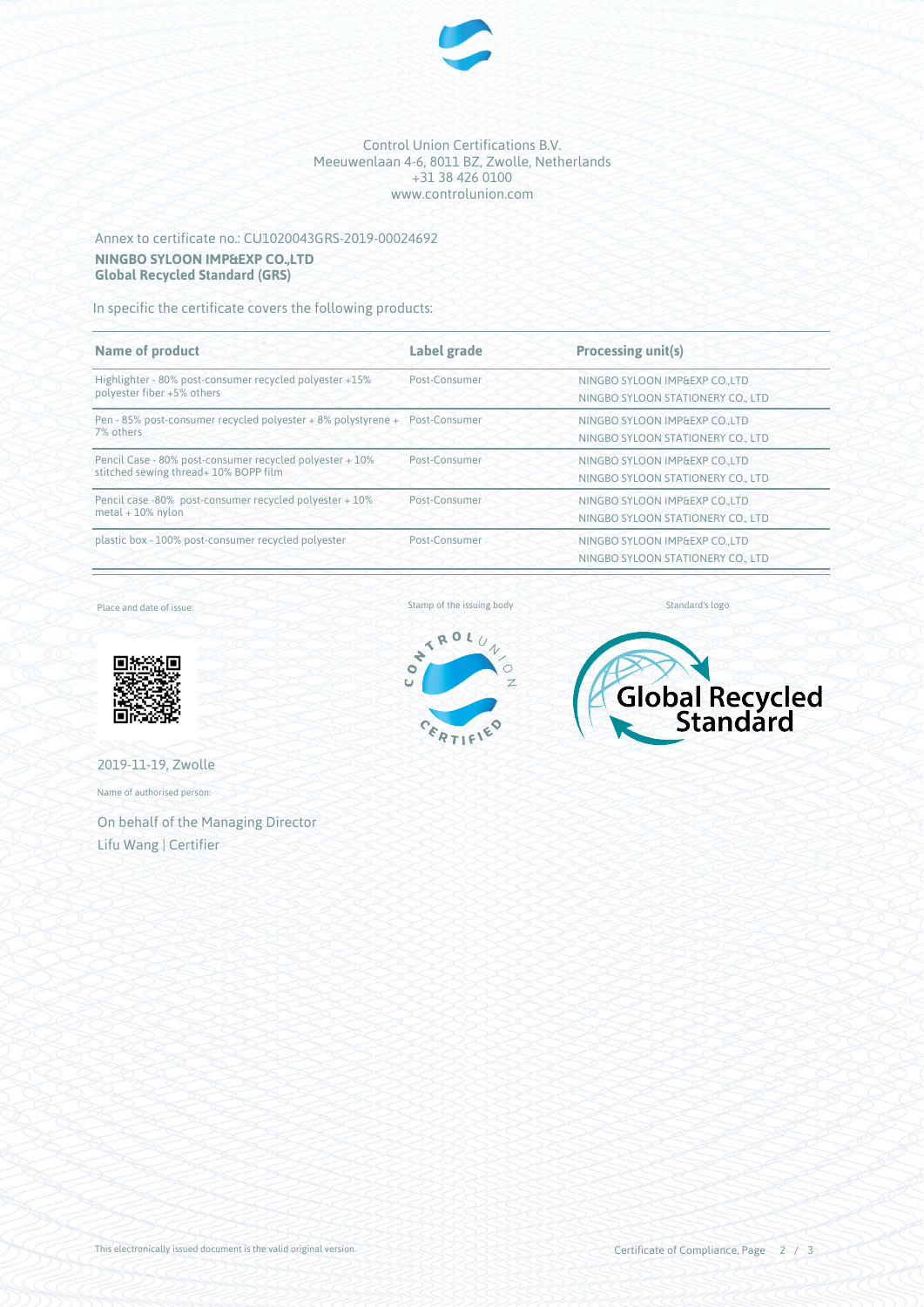Control Union Certifications B.V.
Meeuwenlaan 4-6, 8011 BZ, Zwolle, Netherlands
+31 38 426 0100
www.controlunion.com

Annex to certificate no.: CU1020043GRS-2019-00024692

**NINGBO SYLOON IMP&EXP CO.,LTD**
**Global Recycled Standard (GRS)**

In specific the certificate covers the following products:

| Name of product | Label grade | Processing unit(s) |
|---|---|---|
| Highlighter - 80% post-consumer recycled polyester +15% polyester fiber +5% others | Post-Consumer | NINGBO SYLOON IMP&EXP CO.,LTD<br>NINGBO SYLOON STATIONERY CO., LTD |
| Pen - 85% post-consumer recycled polyester + 8% polystyrene + 7% others | Post-Consumer | NINGBO SYLOON IMP&EXP CO.,LTD<br>NINGBO SYLOON STATIONERY CO., LTD |
| Pencil Case - 80% post-consumer recycled polyester + 10% stitched sewing thread+ 10% BOPP film | Post-Consumer | NINGBO SYLOON IMP&EXP CO.,LTD<br>NINGBO SYLOON STATIONERY CO., LTD |
| Pencil case -80% post-consumer recycled polyester + 10% metal + 10% nylon | Post-Consumer | NINGBO SYLOON IMP&EXP CO.,LTD<br>NINGBO SYLOON STATIONERY CO., LTD |
| plastic box - 100% post-consumer recycled polyester | Post-Consumer | NINGBO SYLOON IMP&EXP CO.,LTD<br>NINGBO SYLOON STATIONERY CO., LTD |

Place and date of issue:

2019-11-19, Zwolle

Name of authorised person:

On behalf of the Managing Director
Lifu Wang | Certifier

Stamp of the issuing body

Standard's logo

This electronically issued document is the valid original version.

Certificate of Compliance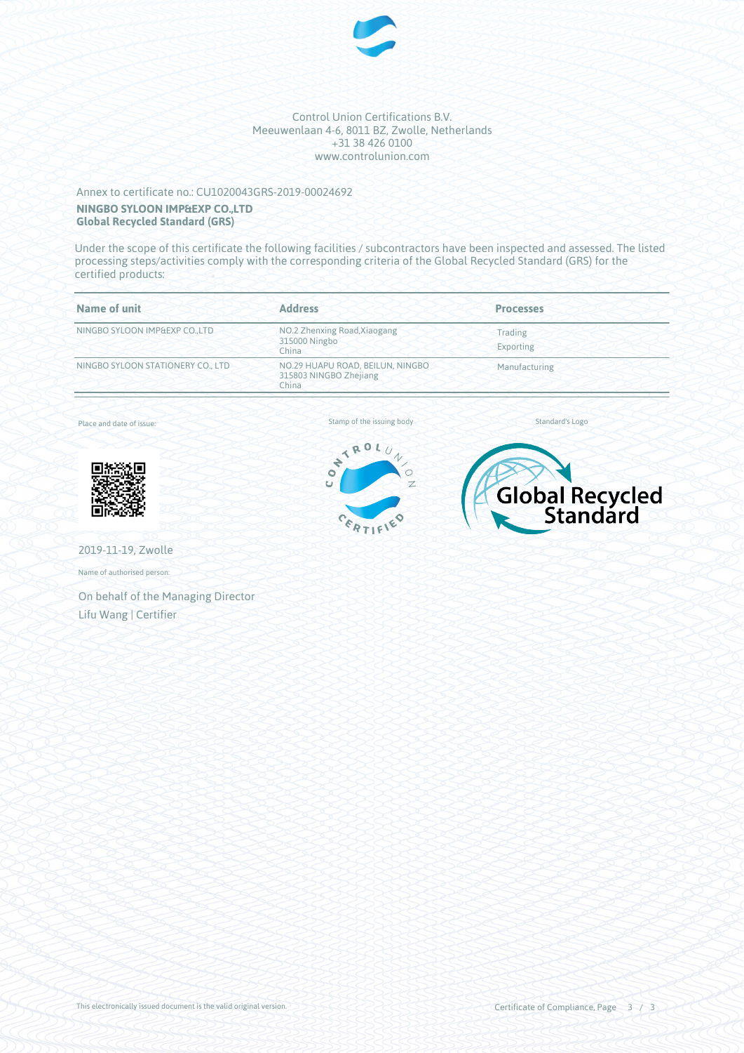Control Union Certifications B.V.
Meeuwenlaan 4-6, 8011 BZ, Zwolle, Netherlands
+31 38 426 0100
www.controlunion.com

Annex to certificate no.: CU1020043GRS-2019-00024692

**NINGBO SYLOON IMP&EXP CO.,LTD**
**Global Recycled Standard (GRS)**

Under the scope of this certificate the following facilities / subcontractors have been inspected and assessed. The listed processing steps/activities comply with the corresponding criteria of the Global Recycled Standard (GRS) for the certified products:

| Name of unit | Address | Processes |
| --- | --- | --- |
| NINGBO SYLOON IMP&EXP CO.,LTD | NO.2 Zhenxing Road,Xiaogang<br>315000 Ningbo<br>China | Trading<br>Exporting |
| NINGBO SYLOON STATIONERY CO., LTD | NO.29 HUAPU ROAD, BEILUN, NINGBO<br>315803 NINGBO Zhejiang<br>China | Manufacturing |

Place and date of issue:

Stamp of the issuing body

Standard's Logo

2019-11-19, Zwolle

Name of authorised person:

On behalf of the Managing Director
Lifu Wang | Certifier

This electronically issued document is the valid original version.

Certificate of Compliance